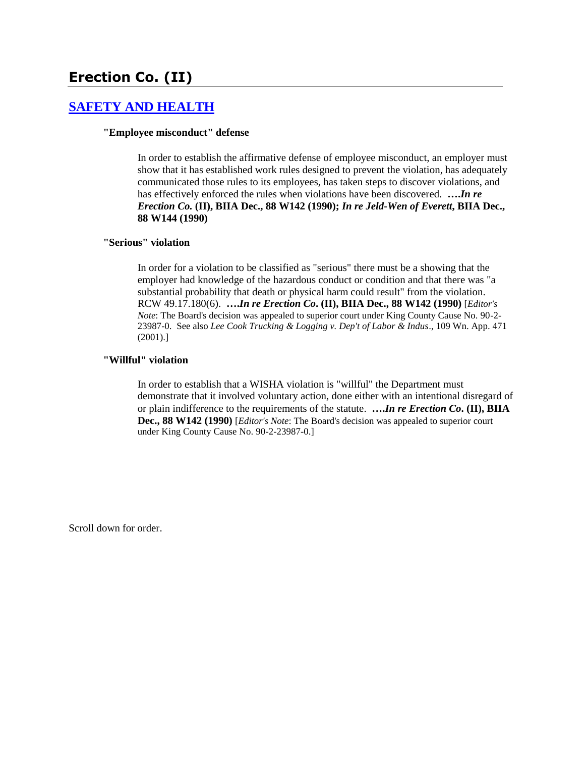# Erection Co. (II)

## [SAFETY AND HEALTH]

### "Employee misconduct" defense

In order to establish the affirmative defense of employee misconduct, an employer must show that it has established work rules designed to prevent the violation, has adequately communicated those rules to its employees, has taken steps to discover violations, and has effectively enforced the rules when violations have been discovered. **….*In re Erection Co.* (II), BIIA Dec., 88 W142 (1990); *In re Jeld-Wen of Everett*, BIIA Dec., 88 W144 (1990)**

### "Serious" violation

In order for a violation to be classified as "serious" there must be a showing that the employer had knowledge of the hazardous conduct or condition and that there was "a substantial probability that death or physical harm could result" from the violation. RCW 49.17.180(6). **….*In re Erection Co*. (II), BIIA Dec., 88 W142 (1990)** [*Editor's Note*: The Board's decision was appealed to superior court under King County Cause No. 90-2-23987-0. See also *Lee Cook Trucking & Logging v. Dep't of Labor & Indus*., 109 Wn. App. 471 (2001).]

### "Willful" violation

In order to establish that a WISHA violation is "willful" the Department must demonstrate that it involved voluntary action, done either with an intentional disregard of or plain indifference to the requirements of the statute. **….*In re Erection Co*. (II), BIIA Dec., 88 W142 (1990)** [*Editor's Note*: The Board's decision was appealed to superior court under King County Cause No. 90-2-23987-0.]

Scroll down for order.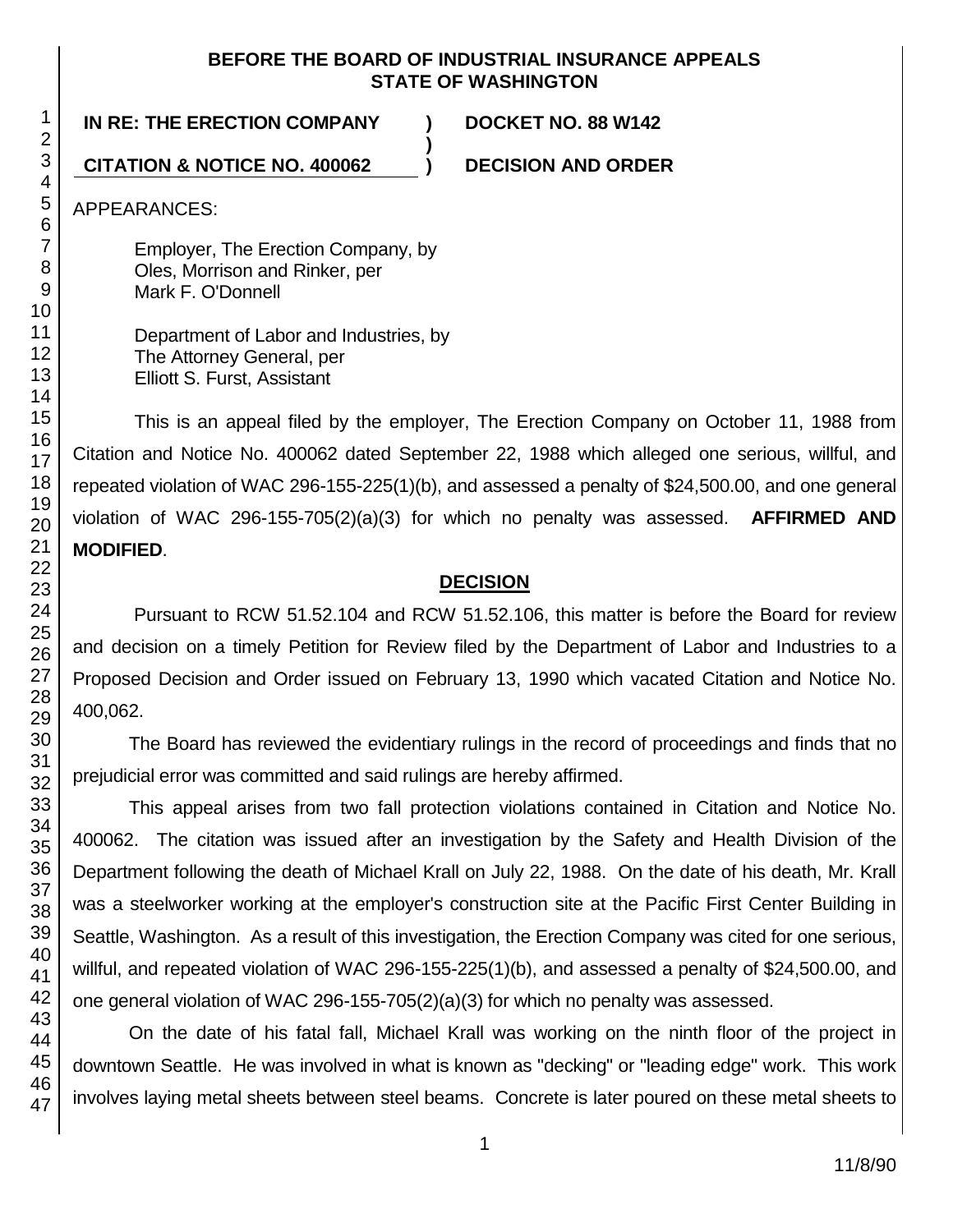**BEFORE THE BOARD OF INDUSTRIAL INSURANCE APPEALS**
**STATE OF WASHINGTON**

| | | |
|---|---|---|
| **IN RE: THE ERECTION COMPANY** | **)** | **DOCKET NO. 88 W142** |
| | **)** | |
| **CITATION & NOTICE NO. 400062** | **)** | **DECISION AND ORDER** |

APPEARANCES:

Employer, The Erection Company, by
Oles, Morrison and Rinker, per
Mark F. O'Donnell

Department of Labor and Industries, by
The Attorney General, per
Elliott S. Furst, Assistant

This is an appeal filed by the employer, The Erection Company on October 11, 1988 from Citation and Notice No. 400062 dated September 22, 1988 which alleged one serious, willful, and repeated violation of WAC 296-155-225(1)(b), and assessed a penalty of $24,500.00, and one general violation of WAC 296-155-705(2)(a)(3) for which no penalty was assessed. **AFFIRMED AND MODIFIED**.

## DECISION

Pursuant to RCW 51.52.104 and RCW 51.52.106, this matter is before the Board for review and decision on a timely Petition for Review filed by the Department of Labor and Industries to a Proposed Decision and Order issued on February 13, 1990 which vacated Citation and Notice No. 400,062.

The Board has reviewed the evidentiary rulings in the record of proceedings and finds that no prejudicial error was committed and said rulings are hereby affirmed.

This appeal arises from two fall protection violations contained in Citation and Notice No. 400062. The citation was issued after an investigation by the Safety and Health Division of the Department following the death of Michael Krall on July 22, 1988. On the date of his death, Mr. Krall was a steelworker working at the employer's construction site at the Pacific First Center Building in Seattle, Washington. As a result of this investigation, the Erection Company was cited for one serious, willful, and repeated violation of WAC 296-155-225(1)(b), and assessed a penalty of $24,500.00, and one general violation of WAC 296-155-705(2)(a)(3) for which no penalty was assessed.

On the date of his fatal fall, Michael Krall was working on the ninth floor of the project in downtown Seattle. He was involved in what is known as "decking" or "leading edge" work. This work involves laying metal sheets between steel beams. Concrete is later poured on these metal sheets to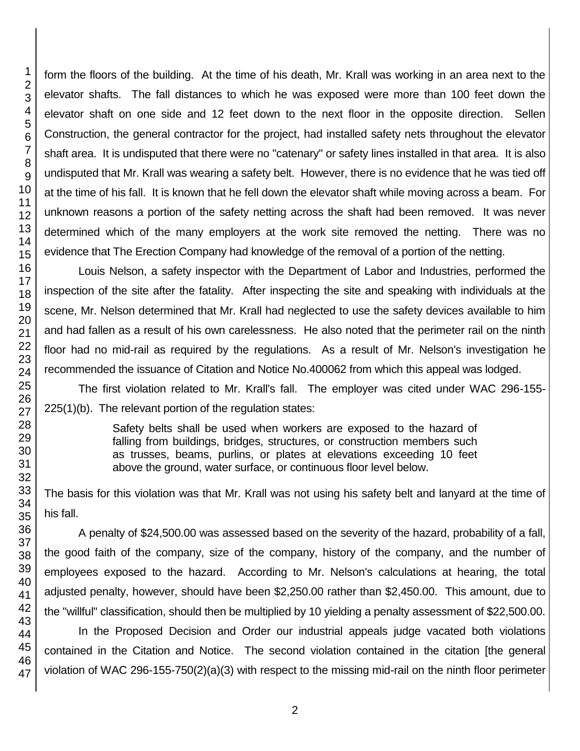form the floors of the building. At the time of his death, Mr. Krall was working in an area next to the elevator shafts. The fall distances to which he was exposed were more than 100 feet down the elevator shaft on one side and 12 feet down to the next floor in the opposite direction. Sellen Construction, the general contractor for the project, had installed safety nets throughout the elevator shaft area. It is undisputed that there were no "catenary" or safety lines installed in that area. It is also undisputed that Mr. Krall was wearing a safety belt. However, there is no evidence that he was tied off at the time of his fall. It is known that he fell down the elevator shaft while moving across a beam. For unknown reasons a portion of the safety netting across the shaft had been removed. It was never determined which of the many employers at the work site removed the netting. There was no evidence that The Erection Company had knowledge of the removal of a portion of the netting.

Louis Nelson, a safety inspector with the Department of Labor and Industries, performed the inspection of the site after the fatality. After inspecting the site and speaking with individuals at the scene, Mr. Nelson determined that Mr. Krall had neglected to use the safety devices available to him and had fallen as a result of his own carelessness. He also noted that the perimeter rail on the ninth floor had no mid-rail as required by the regulations. As a result of Mr. Nelson's investigation he recommended the issuance of Citation and Notice No.400062 from which this appeal was lodged.

The first violation related to Mr. Krall's fall. The employer was cited under WAC 296-155-225(1)(b). The relevant portion of the regulation states:

> Safety belts shall be used when workers are exposed to the hazard of falling from buildings, bridges, structures, or construction members such as trusses, beams, purlins, or plates at elevations exceeding 10 feet above the ground, water surface, or continuous floor level below.

The basis for this violation was that Mr. Krall was not using his safety belt and lanyard at the time of his fall.

A penalty of $24,500.00 was assessed based on the severity of the hazard, probability of a fall, the good faith of the company, size of the company, history of the company, and the number of employees exposed to the hazard. According to Mr. Nelson's calculations at hearing, the total adjusted penalty, however, should have been $2,250.00 rather than $2,450.00. This amount, due to the "willful" classification, should then be multiplied by 10 yielding a penalty assessment of $22,500.00.

In the Proposed Decision and Order our industrial appeals judge vacated both violations contained in the Citation and Notice. The second violation contained in the citation [the general violation of WAC 296-155-750(2)(a)(3) with respect to the missing mid-rail on the ninth floor perimeter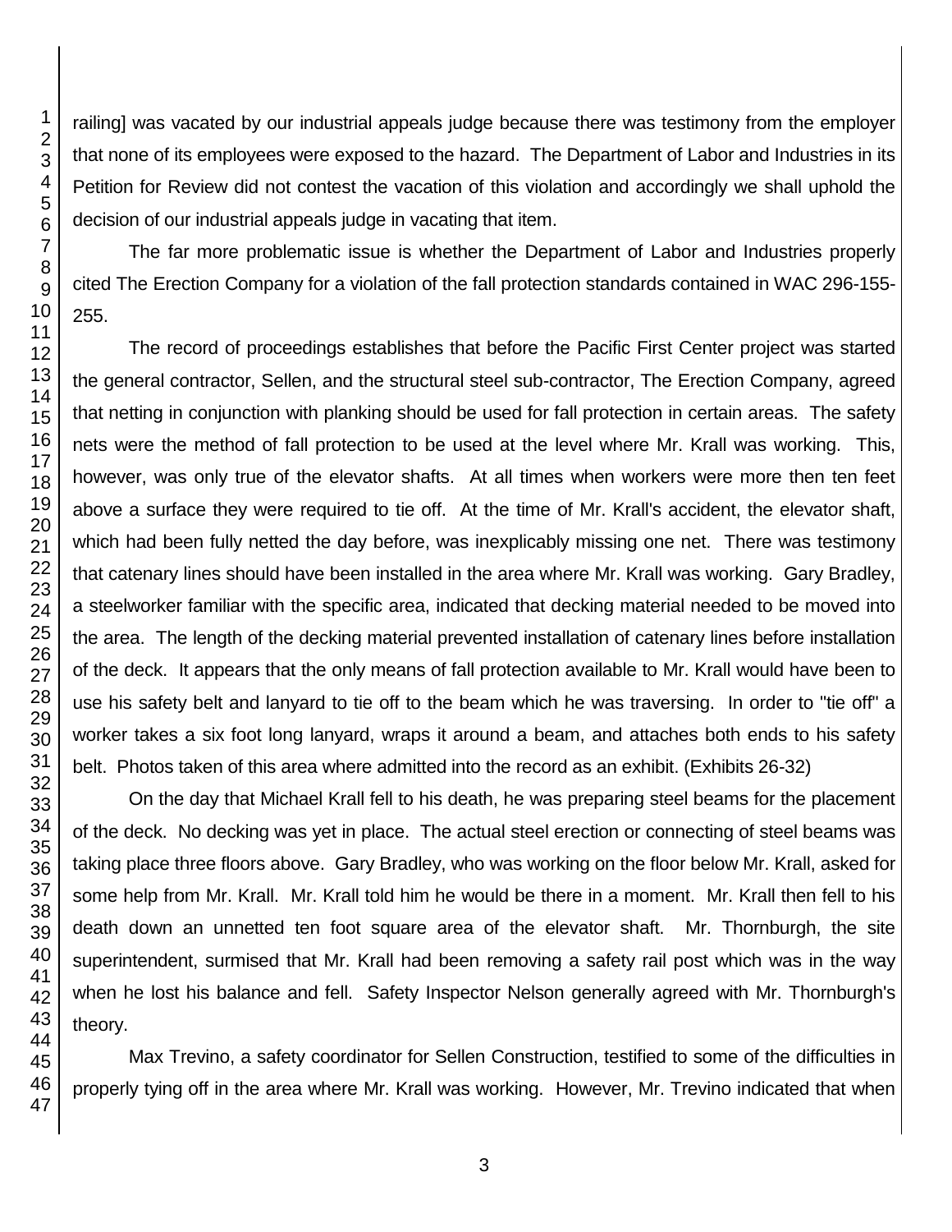railing] was vacated by our industrial appeals judge because there was testimony from the employer that none of its employees were exposed to the hazard. The Department of Labor and Industries in its Petition for Review did not contest the vacation of this violation and accordingly we shall uphold the decision of our industrial appeals judge in vacating that item.

The far more problematic issue is whether the Department of Labor and Industries properly cited The Erection Company for a violation of the fall protection standards contained in WAC 296-155-255.

The record of proceedings establishes that before the Pacific First Center project was started the general contractor, Sellen, and the structural steel sub-contractor, The Erection Company, agreed that netting in conjunction with planking should be used for fall protection in certain areas. The safety nets were the method of fall protection to be used at the level where Mr. Krall was working. This, however, was only true of the elevator shafts. At all times when workers were more then ten feet above a surface they were required to tie off. At the time of Mr. Krall's accident, the elevator shaft, which had been fully netted the day before, was inexplicably missing one net. There was testimony that catenary lines should have been installed in the area where Mr. Krall was working. Gary Bradley, a steelworker familiar with the specific area, indicated that decking material needed to be moved into the area. The length of the decking material prevented installation of catenary lines before installation of the deck. It appears that the only means of fall protection available to Mr. Krall would have been to use his safety belt and lanyard to tie off to the beam which he was traversing. In order to "tie off" a worker takes a six foot long lanyard, wraps it around a beam, and attaches both ends to his safety belt. Photos taken of this area where admitted into the record as an exhibit. (Exhibits 26-32)

On the day that Michael Krall fell to his death, he was preparing steel beams for the placement of the deck. No decking was yet in place. The actual steel erection or connecting of steel beams was taking place three floors above. Gary Bradley, who was working on the floor below Mr. Krall, asked for some help from Mr. Krall. Mr. Krall told him he would be there in a moment. Mr. Krall then fell to his death down an unnetted ten foot square area of the elevator shaft. Mr. Thornburgh, the site superintendent, surmised that Mr. Krall had been removing a safety rail post which was in the way when he lost his balance and fell. Safety Inspector Nelson generally agreed with Mr. Thornburgh's theory.

Max Trevino, a safety coordinator for Sellen Construction, testified to some of the difficulties in properly tying off in the area where Mr. Krall was working. However, Mr. Trevino indicated that when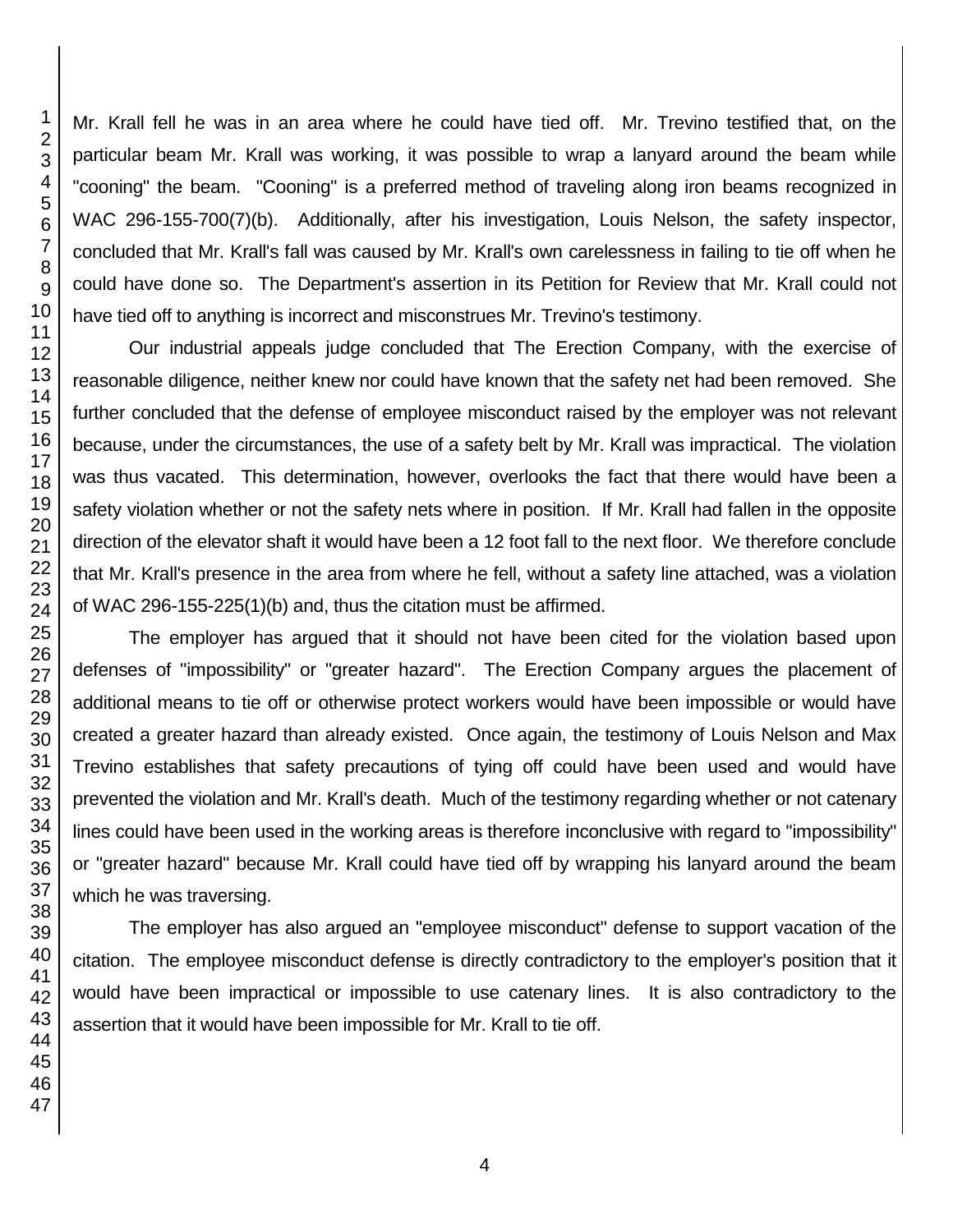Mr. Krall fell he was in an area where he could have tied off. Mr. Trevino testified that, on the particular beam Mr. Krall was working, it was possible to wrap a lanyard around the beam while "cooning" the beam. "Cooning" is a preferred method of traveling along iron beams recognized in WAC 296-155-700(7)(b). Additionally, after his investigation, Louis Nelson, the safety inspector, concluded that Mr. Krall's fall was caused by Mr. Krall's own carelessness in failing to tie off when he could have done so. The Department's assertion in its Petition for Review that Mr. Krall could not have tied off to anything is incorrect and misconstrues Mr. Trevino's testimony.

Our industrial appeals judge concluded that The Erection Company, with the exercise of reasonable diligence, neither knew nor could have known that the safety net had been removed. She further concluded that the defense of employee misconduct raised by the employer was not relevant because, under the circumstances, the use of a safety belt by Mr. Krall was impractical. The violation was thus vacated. This determination, however, overlooks the fact that there would have been a safety violation whether or not the safety nets where in position. If Mr. Krall had fallen in the opposite direction of the elevator shaft it would have been a 12 foot fall to the next floor. We therefore conclude that Mr. Krall's presence in the area from where he fell, without a safety line attached, was a violation of WAC 296-155-225(1)(b) and, thus the citation must be affirmed.

The employer has argued that it should not have been cited for the violation based upon defenses of "impossibility" or "greater hazard". The Erection Company argues the placement of additional means to tie off or otherwise protect workers would have been impossible or would have created a greater hazard than already existed. Once again, the testimony of Louis Nelson and Max Trevino establishes that safety precautions of tying off could have been used and would have prevented the violation and Mr. Krall's death. Much of the testimony regarding whether or not catenary lines could have been used in the working areas is therefore inconclusive with regard to "impossibility" or "greater hazard" because Mr. Krall could have tied off by wrapping his lanyard around the beam which he was traversing.

The employer has also argued an "employee misconduct" defense to support vacation of the citation. The employee misconduct defense is directly contradictory to the employer's position that it would have been impractical or impossible to use catenary lines. It is also contradictory to the assertion that it would have been impossible for Mr. Krall to tie off.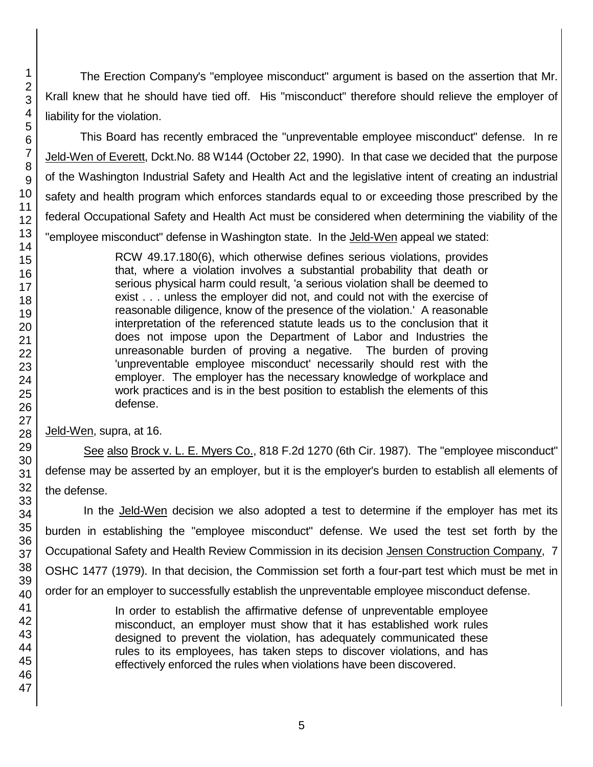The Erection Company's "employee misconduct" argument is based on the assertion that Mr. Krall knew that he should have tied off. His "misconduct" therefore should relieve the employer of liability for the violation.

This Board has recently embraced the "unpreventable employee misconduct" defense. In re Jeld-Wen of Everett, Dckt.No. 88 W144 (October 22, 1990). In that case we decided that the purpose of the Washington Industrial Safety and Health Act and the legislative intent of creating an industrial safety and health program which enforces standards equal to or exceeding those prescribed by the federal Occupational Safety and Health Act must be considered when determining the viability of the "employee misconduct" defense in Washington state. In the Jeld-Wen appeal we stated:

> RCW 49.17.180(6), which otherwise defines serious violations, provides that, where a violation involves a substantial probability that death or serious physical harm could result, 'a serious violation shall be deemed to exist . . . unless the employer did not, and could not with the exercise of reasonable diligence, know of the presence of the violation.' A reasonable interpretation of the referenced statute leads us to the conclusion that it does not impose upon the Department of Labor and Industries the unreasonable burden of proving a negative. The burden of proving 'unpreventable employee misconduct' necessarily should rest with the employer. The employer has the necessary knowledge of workplace and work practices and is in the best position to establish the elements of this defense.

Jeld-Wen, supra, at 16.

See also Brock v. L. E. Myers Co., 818 F.2d 1270 (6th Cir. 1987). The "employee misconduct" defense may be asserted by an employer, but it is the employer's burden to establish all elements of the defense.

In the Jeld-Wen decision we also adopted a test to determine if the employer has met its burden in establishing the "employee misconduct" defense. We used the test set forth by the Occupational Safety and Health Review Commission in its decision Jensen Construction Company, 7 OSHC 1477 (1979). In that decision, the Commission set forth a four-part test which must be met in order for an employer to successfully establish the unpreventable employee misconduct defense.

> In order to establish the affirmative defense of unpreventable employee misconduct, an employer must show that it has established work rules designed to prevent the violation, has adequately communicated these rules to its employees, has taken steps to discover violations, and has effectively enforced the rules when violations have been discovered.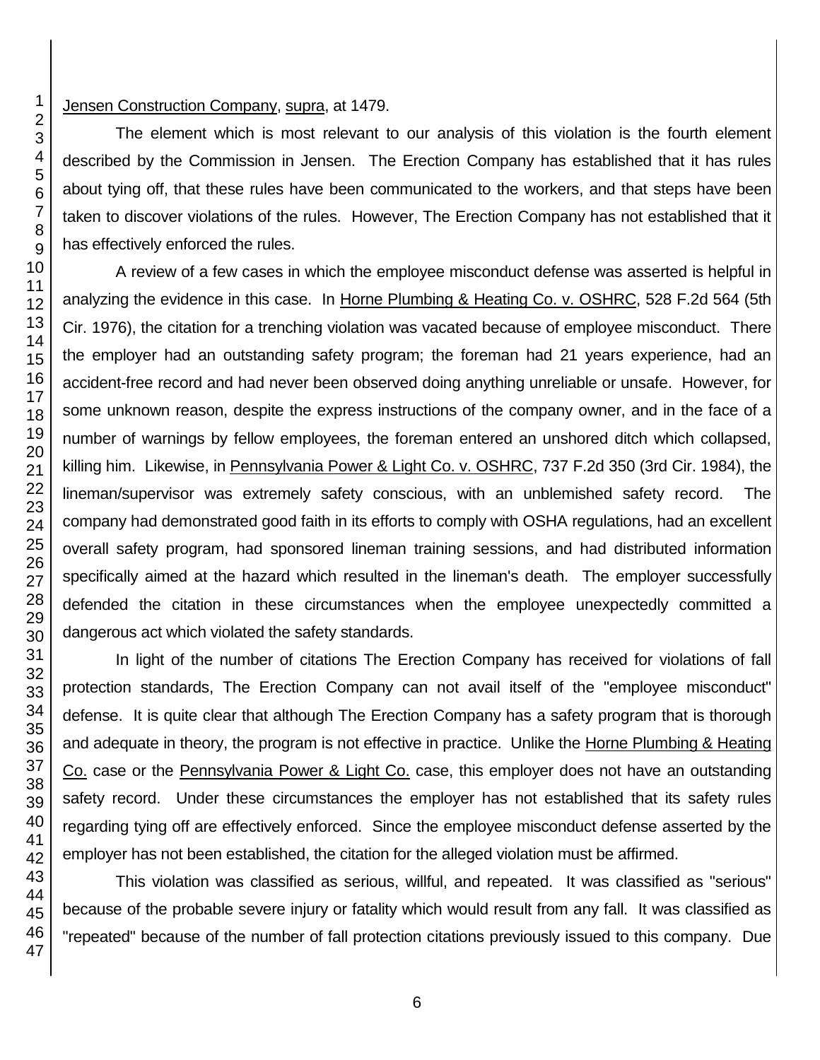Jensen Construction Company, supra, at 1479.

The element which is most relevant to our analysis of this violation is the fourth element described by the Commission in Jensen. The Erection Company has established that it has rules about tying off, that these rules have been communicated to the workers, and that steps have been taken to discover violations of the rules. However, The Erection Company has not established that it has effectively enforced the rules.

A review of a few cases in which the employee misconduct defense was asserted is helpful in analyzing the evidence in this case. In Horne Plumbing & Heating Co. v. OSHRC, 528 F.2d 564 (5th Cir. 1976), the citation for a trenching violation was vacated because of employee misconduct. There the employer had an outstanding safety program; the foreman had 21 years experience, had an accident-free record and had never been observed doing anything unreliable or unsafe. However, for some unknown reason, despite the express instructions of the company owner, and in the face of a number of warnings by fellow employees, the foreman entered an unshored ditch which collapsed, killing him. Likewise, in Pennsylvania Power & Light Co. v. OSHRC, 737 F.2d 350 (3rd Cir. 1984), the lineman/supervisor was extremely safety conscious, with an unblemished safety record. The company had demonstrated good faith in its efforts to comply with OSHA regulations, had an excellent overall safety program, had sponsored lineman training sessions, and had distributed information specifically aimed at the hazard which resulted in the lineman's death. The employer successfully defended the citation in these circumstances when the employee unexpectedly committed a dangerous act which violated the safety standards.

In light of the number of citations The Erection Company has received for violations of fall protection standards, The Erection Company can not avail itself of the "employee misconduct" defense. It is quite clear that although The Erection Company has a safety program that is thorough and adequate in theory, the program is not effective in practice. Unlike the Horne Plumbing & Heating Co. case or the Pennsylvania Power & Light Co. case, this employer does not have an outstanding safety record. Under these circumstances the employer has not established that its safety rules regarding tying off are effectively enforced. Since the employee misconduct defense asserted by the employer has not been established, the citation for the alleged violation must be affirmed.

This violation was classified as serious, willful, and repeated. It was classified as "serious" because of the probable severe injury or fatality which would result from any fall. It was classified as "repeated" because of the number of fall protection citations previously issued to this company. Due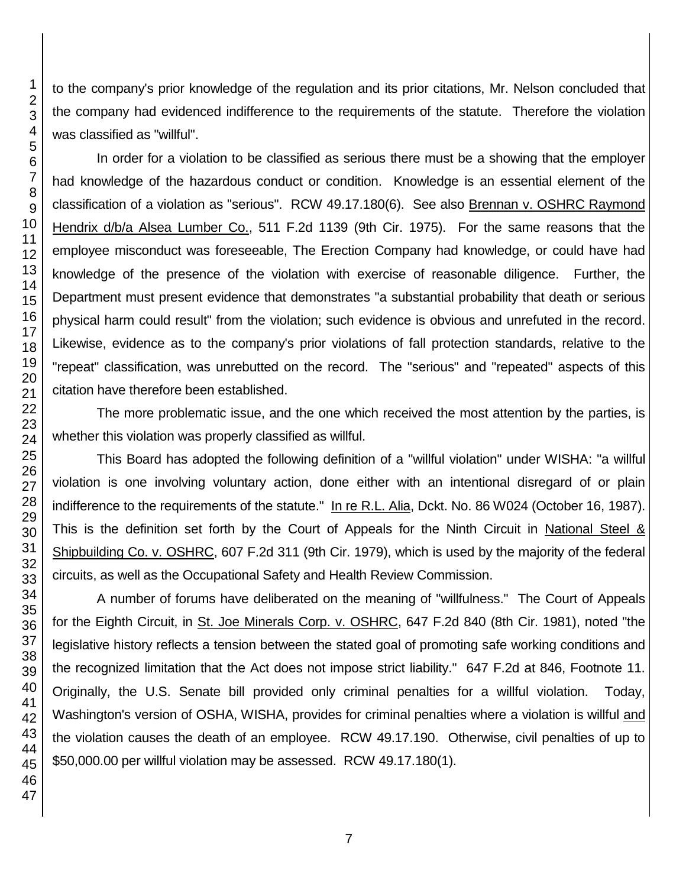to the company's prior knowledge of the regulation and its prior citations, Mr. Nelson concluded that the company had evidenced indifference to the requirements of the statute. Therefore the violation was classified as "willful".

In order for a violation to be classified as serious there must be a showing that the employer had knowledge of the hazardous conduct or condition. Knowledge is an essential element of the classification of a violation as "serious". RCW 49.17.180(6). See also Brennan v. OSHRC Raymond Hendrix d/b/a Alsea Lumber Co., 511 F.2d 1139 (9th Cir. 1975). For the same reasons that the employee misconduct was foreseeable, The Erection Company had knowledge, or could have had knowledge of the presence of the violation with exercise of reasonable diligence. Further, the Department must present evidence that demonstrates "a substantial probability that death or serious physical harm could result" from the violation; such evidence is obvious and unrefuted in the record. Likewise, evidence as to the company's prior violations of fall protection standards, relative to the "repeat" classification, was unrebutted on the record. The "serious" and "repeated" aspects of this citation have therefore been established.

The more problematic issue, and the one which received the most attention by the parties, is whether this violation was properly classified as willful.

This Board has adopted the following definition of a "willful violation" under WISHA: "a willful violation is one involving voluntary action, done either with an intentional disregard of or plain indifference to the requirements of the statute." In re R.L. Alia, Dckt. No. 86 W024 (October 16, 1987). This is the definition set forth by the Court of Appeals for the Ninth Circuit in National Steel & Shipbuilding Co. v. OSHRC, 607 F.2d 311 (9th Cir. 1979), which is used by the majority of the federal circuits, as well as the Occupational Safety and Health Review Commission.

A number of forums have deliberated on the meaning of "willfulness." The Court of Appeals for the Eighth Circuit, in St. Joe Minerals Corp. v. OSHRC, 647 F.2d 840 (8th Cir. 1981), noted "the legislative history reflects a tension between the stated goal of promoting safe working conditions and the recognized limitation that the Act does not impose strict liability." 647 F.2d at 846, Footnote 11. Originally, the U.S. Senate bill provided only criminal penalties for a willful violation. Today, Washington's version of OSHA, WISHA, provides for criminal penalties where a violation is willful and the violation causes the death of an employee. RCW 49.17.190. Otherwise, civil penalties of up to $50,000.00 per willful violation may be assessed. RCW 49.17.180(1).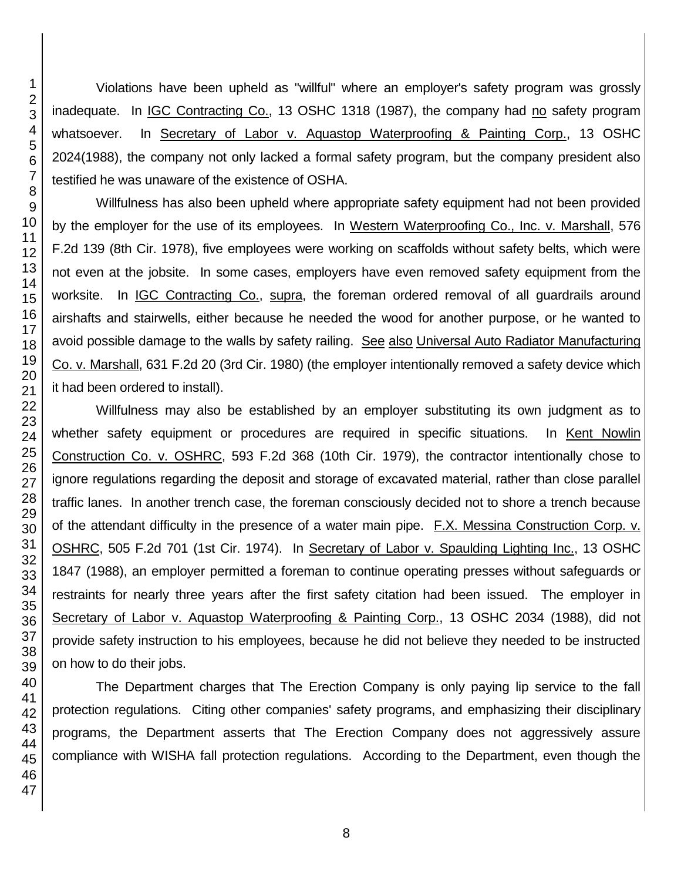Violations have been upheld as "willful" where an employer's safety program was grossly inadequate. In IGC Contracting Co., 13 OSHC 1318 (1987), the company had no safety program whatsoever. In Secretary of Labor v. Aquastop Waterproofing & Painting Corp., 13 OSHC 2024(1988), the company not only lacked a formal safety program, but the company president also testified he was unaware of the existence of OSHA.

Willfulness has also been upheld where appropriate safety equipment had not been provided by the employer for the use of its employees. In Western Waterproofing Co., Inc. v. Marshall, 576 F.2d 139 (8th Cir. 1978), five employees were working on scaffolds without safety belts, which were not even at the jobsite. In some cases, employers have even removed safety equipment from the worksite. In IGC Contracting Co., supra, the foreman ordered removal of all guardrails around airshafts and stairwells, either because he needed the wood for another purpose, or he wanted to avoid possible damage to the walls by safety railing. See also Universal Auto Radiator Manufacturing Co. v. Marshall, 631 F.2d 20 (3rd Cir. 1980) (the employer intentionally removed a safety device which it had been ordered to install).

Willfulness may also be established by an employer substituting its own judgment as to whether safety equipment or procedures are required in specific situations. In Kent Nowlin Construction Co. v. OSHRC, 593 F.2d 368 (10th Cir. 1979), the contractor intentionally chose to ignore regulations regarding the deposit and storage of excavated material, rather than close parallel traffic lanes. In another trench case, the foreman consciously decided not to shore a trench because of the attendant difficulty in the presence of a water main pipe. F.X. Messina Construction Corp. v. OSHRC, 505 F.2d 701 (1st Cir. 1974). In Secretary of Labor v. Spaulding Lighting Inc., 13 OSHC 1847 (1988), an employer permitted a foreman to continue operating presses without safeguards or restraints for nearly three years after the first safety citation had been issued. The employer in Secretary of Labor v. Aquastop Waterproofing & Painting Corp., 13 OSHC 2034 (1988), did not provide safety instruction to his employees, because he did not believe they needed to be instructed on how to do their jobs.

The Department charges that The Erection Company is only paying lip service to the fall protection regulations. Citing other companies' safety programs, and emphasizing their disciplinary programs, the Department asserts that The Erection Company does not aggressively assure compliance with WISHA fall protection regulations. According to the Department, even though the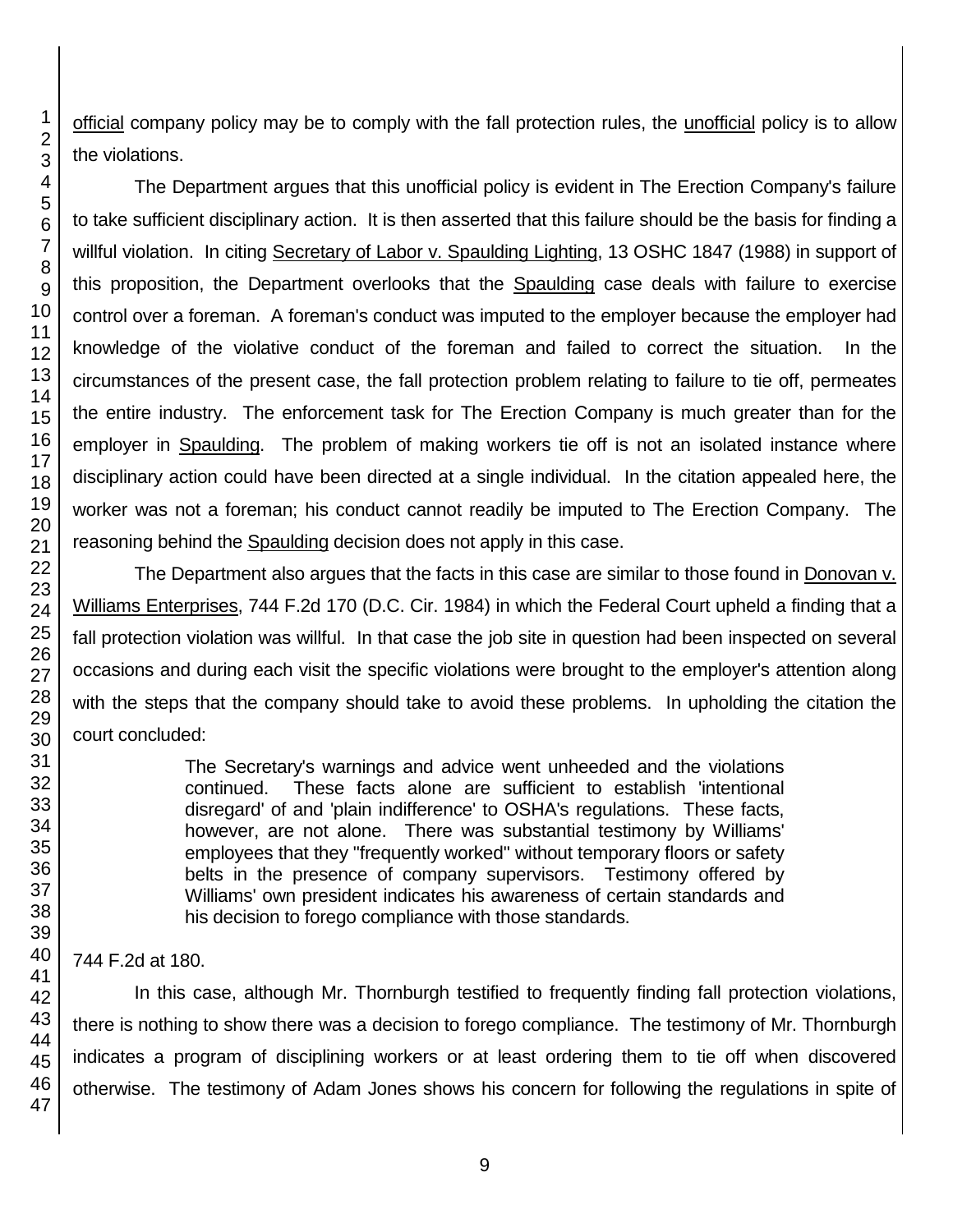official company policy may be to comply with the fall protection rules, the unofficial policy is to allow the violations.

The Department argues that this unofficial policy is evident in The Erection Company's failure to take sufficient disciplinary action. It is then asserted that this failure should be the basis for finding a willful violation. In citing Secretary of Labor v. Spaulding Lighting, 13 OSHC 1847 (1988) in support of this proposition, the Department overlooks that the Spaulding case deals with failure to exercise control over a foreman. A foreman's conduct was imputed to the employer because the employer had knowledge of the violative conduct of the foreman and failed to correct the situation. In the circumstances of the present case, the fall protection problem relating to failure to tie off, permeates the entire industry. The enforcement task for The Erection Company is much greater than for the employer in Spaulding. The problem of making workers tie off is not an isolated instance where disciplinary action could have been directed at a single individual. In the citation appealed here, the worker was not a foreman; his conduct cannot readily be imputed to The Erection Company. The reasoning behind the Spaulding decision does not apply in this case.

The Department also argues that the facts in this case are similar to those found in Donovan v. Williams Enterprises, 744 F.2d 170 (D.C. Cir. 1984) in which the Federal Court upheld a finding that a fall protection violation was willful. In that case the job site in question had been inspected on several occasions and during each visit the specific violations were brought to the employer's attention along with the steps that the company should take to avoid these problems. In upholding the citation the court concluded:

> The Secretary's warnings and advice went unheeded and the violations continued. These facts alone are sufficient to establish 'intentional disregard' of and 'plain indifference' to OSHA's regulations. These facts, however, are not alone. There was substantial testimony by Williams' employees that they "frequently worked" without temporary floors or safety belts in the presence of company supervisors. Testimony offered by Williams' own president indicates his awareness of certain standards and his decision to forego compliance with those standards.

744 F.2d at 180.

In this case, although Mr. Thornburgh testified to frequently finding fall protection violations, there is nothing to show there was a decision to forego compliance. The testimony of Mr. Thornburgh indicates a program of disciplining workers or at least ordering them to tie off when discovered otherwise. The testimony of Adam Jones shows his concern for following the regulations in spite of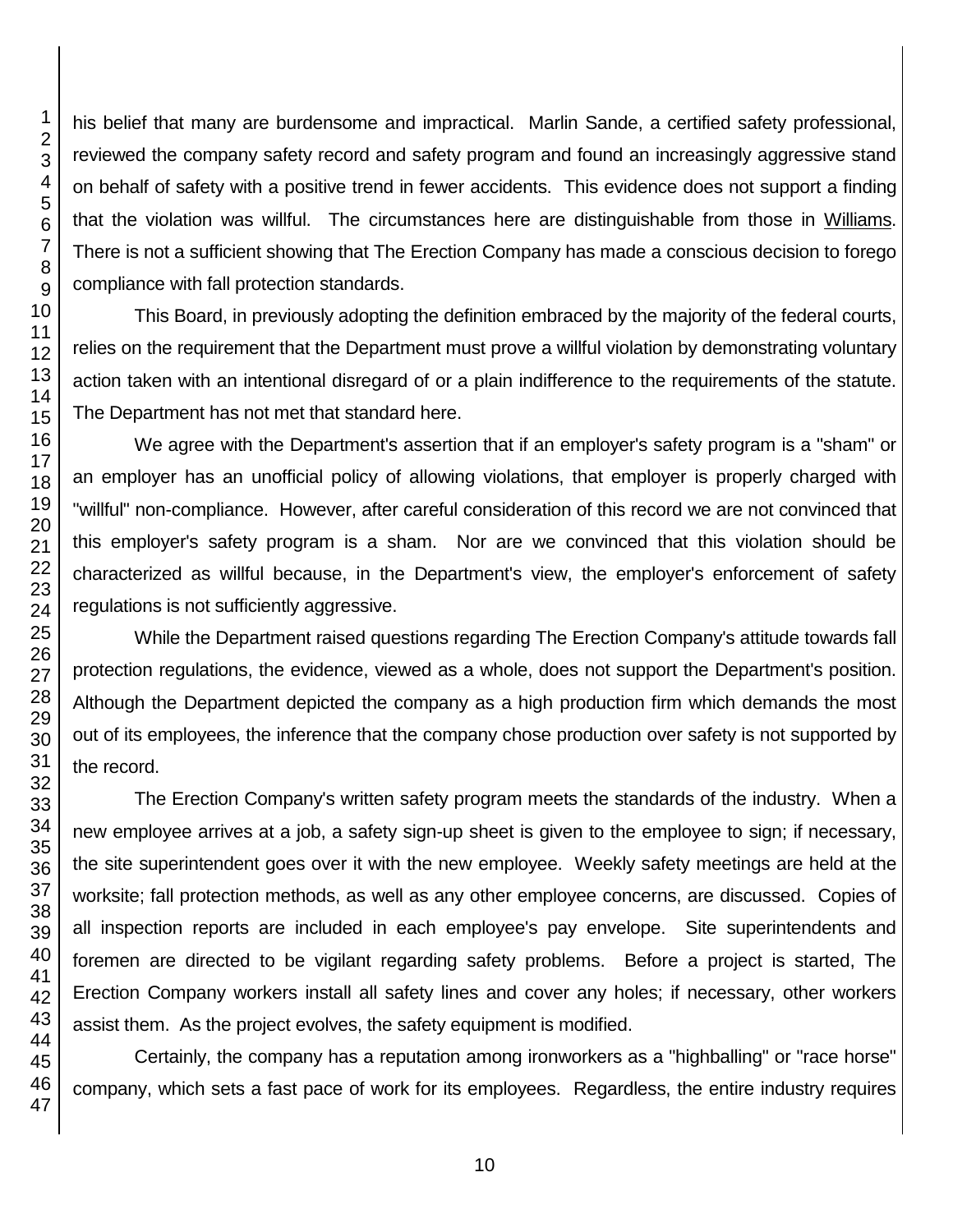his belief that many are burdensome and impractical. Marlin Sande, a certified safety professional, reviewed the company safety record and safety program and found an increasingly aggressive stand on behalf of safety with a positive trend in fewer accidents. This evidence does not support a finding that the violation was willful. The circumstances here are distinguishable from those in Williams. There is not a sufficient showing that The Erection Company has made a conscious decision to forego compliance with fall protection standards.

This Board, in previously adopting the definition embraced by the majority of the federal courts, relies on the requirement that the Department must prove a willful violation by demonstrating voluntary action taken with an intentional disregard of or a plain indifference to the requirements of the statute. The Department has not met that standard here.

We agree with the Department's assertion that if an employer's safety program is a "sham" or an employer has an unofficial policy of allowing violations, that employer is properly charged with "willful" non-compliance. However, after careful consideration of this record we are not convinced that this employer's safety program is a sham. Nor are we convinced that this violation should be characterized as willful because, in the Department's view, the employer's enforcement of safety regulations is not sufficiently aggressive.

While the Department raised questions regarding The Erection Company's attitude towards fall protection regulations, the evidence, viewed as a whole, does not support the Department's position. Although the Department depicted the company as a high production firm which demands the most out of its employees, the inference that the company chose production over safety is not supported by the record.

The Erection Company's written safety program meets the standards of the industry. When a new employee arrives at a job, a safety sign-up sheet is given to the employee to sign; if necessary, the site superintendent goes over it with the new employee. Weekly safety meetings are held at the worksite; fall protection methods, as well as any other employee concerns, are discussed. Copies of all inspection reports are included in each employee's pay envelope. Site superintendents and foremen are directed to be vigilant regarding safety problems. Before a project is started, The Erection Company workers install all safety lines and cover any holes; if necessary, other workers assist them. As the project evolves, the safety equipment is modified.

Certainly, the company has a reputation among ironworkers as a "highballing" or "race horse" company, which sets a fast pace of work for its employees. Regardless, the entire industry requires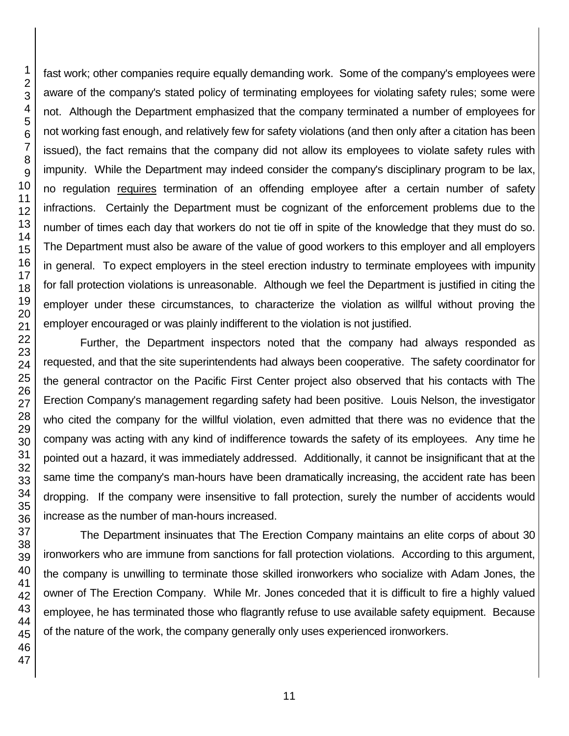fast work; other companies require equally demanding work. Some of the company's employees were aware of the company's stated policy of terminating employees for violating safety rules; some were not. Although the Department emphasized that the company terminated a number of employees for not working fast enough, and relatively few for safety violations (and then only after a citation has been issued), the fact remains that the company did not allow its employees to violate safety rules with impunity. While the Department may indeed consider the company's disciplinary program to be lax, no regulation requires termination of an offending employee after a certain number of safety infractions. Certainly the Department must be cognizant of the enforcement problems due to the number of times each day that workers do not tie off in spite of the knowledge that they must do so. The Department must also be aware of the value of good workers to this employer and all employers in general. To expect employers in the steel erection industry to terminate employees with impunity for fall protection violations is unreasonable. Although we feel the Department is justified in citing the employer under these circumstances, to characterize the violation as willful without proving the employer encouraged or was plainly indifferent to the violation is not justified.

Further, the Department inspectors noted that the company had always responded as requested, and that the site superintendents had always been cooperative. The safety coordinator for the general contractor on the Pacific First Center project also observed that his contacts with The Erection Company's management regarding safety had been positive. Louis Nelson, the investigator who cited the company for the willful violation, even admitted that there was no evidence that the company was acting with any kind of indifference towards the safety of its employees. Any time he pointed out a hazard, it was immediately addressed. Additionally, it cannot be insignificant that at the same time the company's man-hours have been dramatically increasing, the accident rate has been dropping. If the company were insensitive to fall protection, surely the number of accidents would increase as the number of man-hours increased.

The Department insinuates that The Erection Company maintains an elite corps of about 30 ironworkers who are immune from sanctions for fall protection violations. According to this argument, the company is unwilling to terminate those skilled ironworkers who socialize with Adam Jones, the owner of The Erection Company. While Mr. Jones conceded that it is difficult to fire a highly valued employee, he has terminated those who flagrantly refuse to use available safety equipment. Because of the nature of the work, the company generally only uses experienced ironworkers.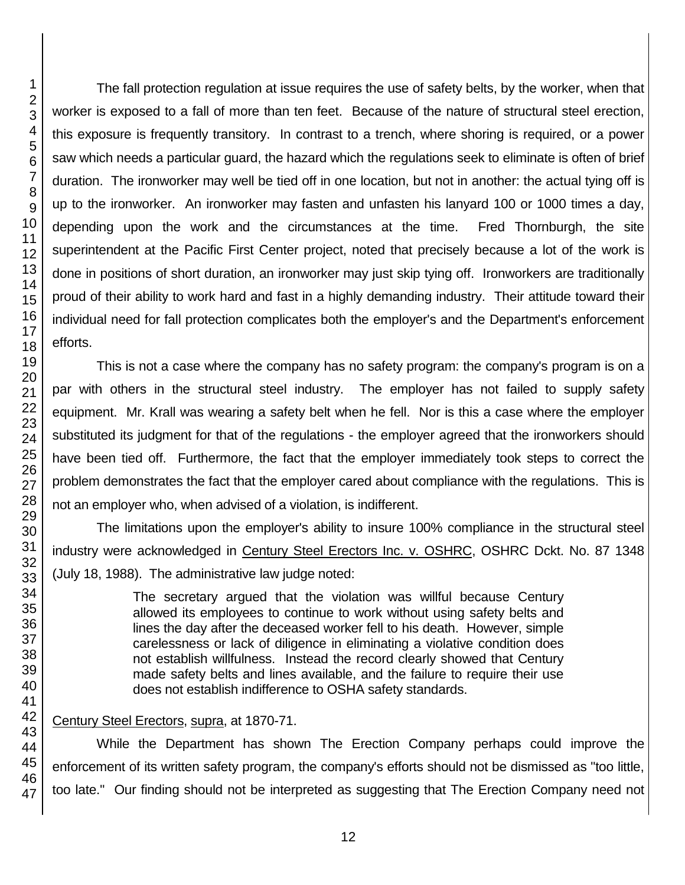The fall protection regulation at issue requires the use of safety belts, by the worker, when that worker is exposed to a fall of more than ten feet. Because of the nature of structural steel erection, this exposure is frequently transitory. In contrast to a trench, where shoring is required, or a power saw which needs a particular guard, the hazard which the regulations seek to eliminate is often of brief duration. The ironworker may well be tied off in one location, but not in another: the actual tying off is up to the ironworker. An ironworker may fasten and unfasten his lanyard 100 or 1000 times a day, depending upon the work and the circumstances at the time. Fred Thornburgh, the site superintendent at the Pacific First Center project, noted that precisely because a lot of the work is done in positions of short duration, an ironworker may just skip tying off. Ironworkers are traditionally proud of their ability to work hard and fast in a highly demanding industry. Their attitude toward their individual need for fall protection complicates both the employer's and the Department's enforcement efforts.

This is not a case where the company has no safety program: the company's program is on a par with others in the structural steel industry. The employer has not failed to supply safety equipment. Mr. Krall was wearing a safety belt when he fell. Nor is this a case where the employer substituted its judgment for that of the regulations - the employer agreed that the ironworkers should have been tied off. Furthermore, the fact that the employer immediately took steps to correct the problem demonstrates the fact that the employer cared about compliance with the regulations. This is not an employer who, when advised of a violation, is indifferent.

The limitations upon the employer's ability to insure 100% compliance in the structural steel industry were acknowledged in Century Steel Erectors Inc. v. OSHRC, OSHRC Dckt. No. 87 1348 (July 18, 1988). The administrative law judge noted:

> The secretary argued that the violation was willful because Century allowed its employees to continue to work without using safety belts and lines the day after the deceased worker fell to his death. However, simple carelessness or lack of diligence in eliminating a violative condition does not establish willfulness. Instead the record clearly showed that Century made safety belts and lines available, and the failure to require their use does not establish indifference to OSHA safety standards.

Century Steel Erectors, supra, at 1870-71.

While the Department has shown The Erection Company perhaps could improve the enforcement of its written safety program, the company's efforts should not be dismissed as "too little, too late." Our finding should not be interpreted as suggesting that The Erection Company need not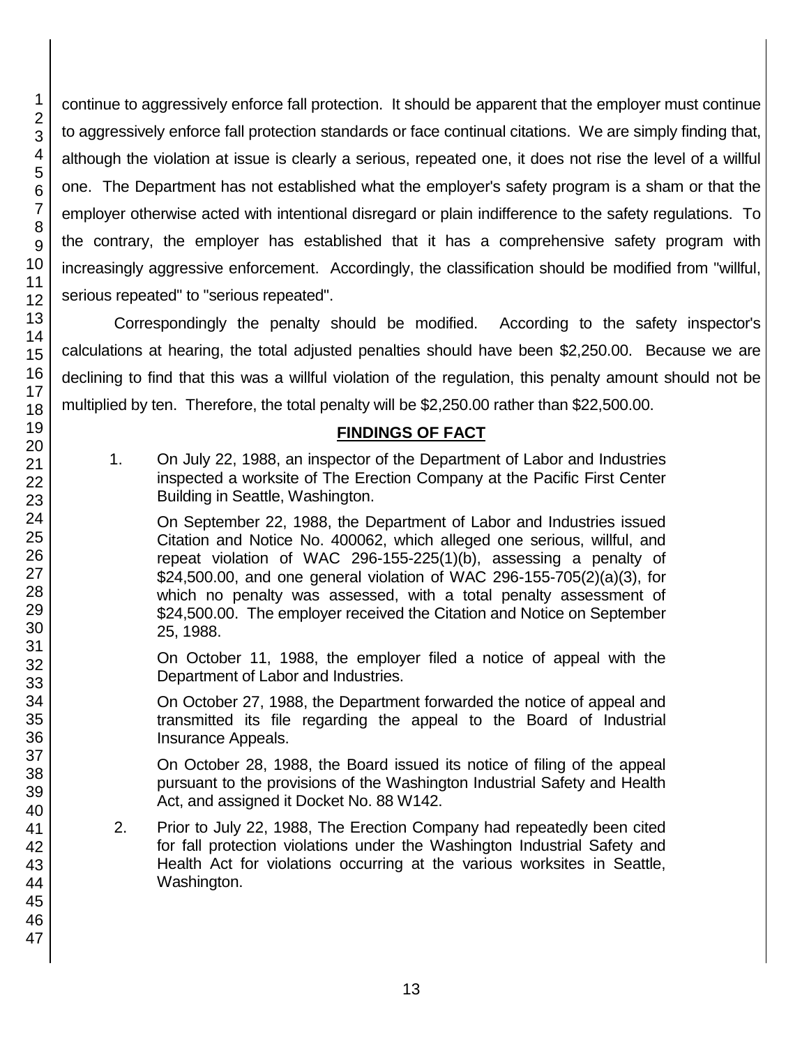continue to aggressively enforce fall protection. It should be apparent that the employer must continue to aggressively enforce fall protection standards or face continual citations. We are simply finding that, although the violation at issue is clearly a serious, repeated one, it does not rise the level of a willful one. The Department has not established what the employer's safety program is a sham or that the employer otherwise acted with intentional disregard or plain indifference to the safety regulations. To the contrary, the employer has established that it has a comprehensive safety program with increasingly aggressive enforcement. Accordingly, the classification should be modified from "willful, serious repeated" to "serious repeated".

Correspondingly the penalty should be modified. According to the safety inspector's calculations at hearing, the total adjusted penalties should have been $2,250.00. Because we are declining to find that this was a willful violation of the regulation, this penalty amount should not be multiplied by ten. Therefore, the total penalty will be $2,250.00 rather than $22,500.00.

## FINDINGS OF FACT

1. On July 22, 1988, an inspector of the Department of Labor and Industries inspected a worksite of The Erection Company at the Pacific First Center Building in Seattle, Washington.

   On September 22, 1988, the Department of Labor and Industries issued Citation and Notice No. 400062, which alleged one serious, willful, and repeat violation of WAC 296-155-225(1)(b), assessing a penalty of $24,500.00, and one general violation of WAC 296-155-705(2)(a)(3), for which no penalty was assessed, with a total penalty assessment of $24,500.00. The employer received the Citation and Notice on September 25, 1988.

   On October 11, 1988, the employer filed a notice of appeal with the Department of Labor and Industries.

   On October 27, 1988, the Department forwarded the notice of appeal and transmitted its file regarding the appeal to the Board of Industrial Insurance Appeals.

   On October 28, 1988, the Board issued its notice of filing of the appeal pursuant to the provisions of the Washington Industrial Safety and Health Act, and assigned it Docket No. 88 W142.

2. Prior to July 22, 1988, The Erection Company had repeatedly been cited for fall protection violations under the Washington Industrial Safety and Health Act for violations occurring at the various worksites in Seattle, Washington.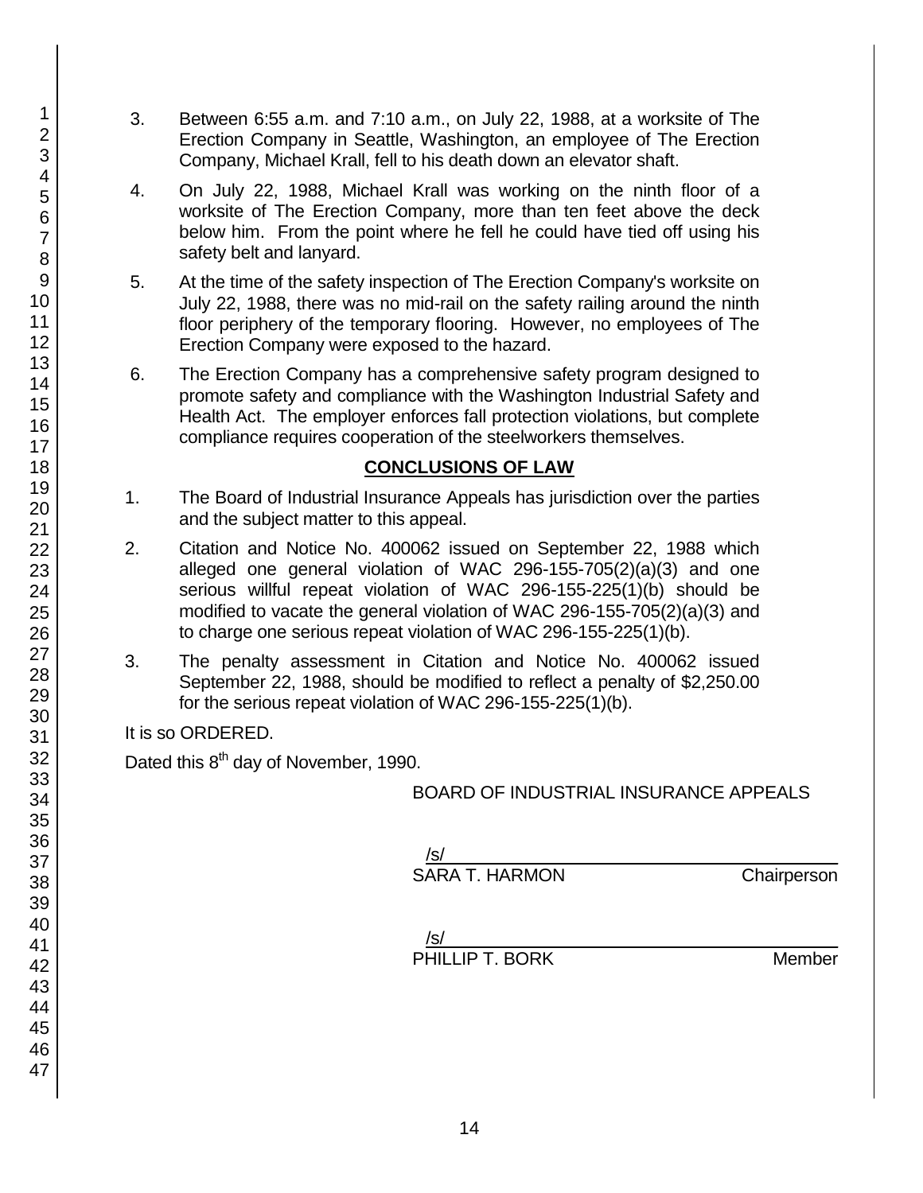3. Between 6:55 a.m. and 7:10 a.m., on July 22, 1988, at a worksite of The Erection Company in Seattle, Washington, an employee of The Erection Company, Michael Krall, fell to his death down an elevator shaft.

4. On July 22, 1988, Michael Krall was working on the ninth floor of a worksite of The Erection Company, more than ten feet above the deck below him. From the point where he fell he could have tied off using his safety belt and lanyard.

5. At the time of the safety inspection of The Erection Company's worksite on July 22, 1988, there was no mid-rail on the safety railing around the ninth floor periphery of the temporary flooring. However, no employees of The Erection Company were exposed to the hazard.

6. The Erection Company has a comprehensive safety program designed to promote safety and compliance with the Washington Industrial Safety and Health Act. The employer enforces fall protection violations, but complete compliance requires cooperation of the steelworkers themselves.

## CONCLUSIONS OF LAW

1. The Board of Industrial Insurance Appeals has jurisdiction over the parties and the subject matter to this appeal.

2. Citation and Notice No. 400062 issued on September 22, 1988 which alleged one general violation of WAC 296-155-705(2)(a)(3) and one serious willful repeat violation of WAC 296-155-225(1)(b) should be modified to vacate the general violation of WAC 296-155-705(2)(a)(3) and to charge one serious repeat violation of WAC 296-155-225(1)(b).

3. The penalty assessment in Citation and Notice No. 400062 issued September 22, 1988, should be modified to reflect a penalty of $2,250.00 for the serious repeat violation of WAC 296-155-225(1)(b).

It is so ORDERED.

Dated this 8th day of November, 1990.

BOARD OF INDUSTRIAL INSURANCE APPEALS

/s/
SARA T. HARMON Chairperson

/s/
PHILLIP T. BORK Member